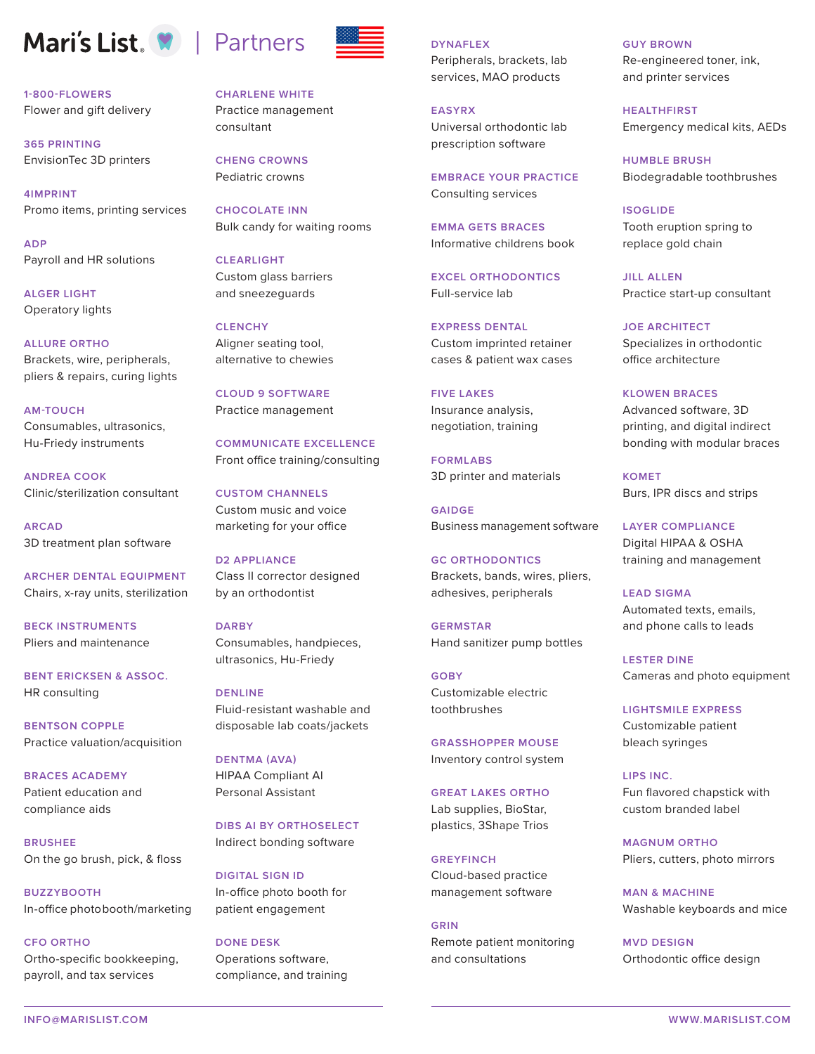# Mari's List | Partners

**1-800-FLOWERS**
Flower and gift delivery

**365 PRINTING**
EnvisionTec 3D printers

**4IMPRINT**
Promo items, printing services

**ADP**
Payroll and HR solutions

**ALGER LIGHT**
Operatory lights

**ALLURE ORTHO**
Brackets, wire, peripherals, pliers & repairs, curing lights

**AM-TOUCH**
Consumables, ultrasonics, Hu-Friedy instruments

**ANDREA COOK**
Clinic/sterilization consultant

**ARCAD**
3D treatment plan software

**ARCHER DENTAL EQUIPMENT**
Chairs, x-ray units, sterilization

**BECK INSTRUMENTS**
Pliers and maintenance

**BENT ERICKSEN & ASSOC.**
HR consulting

**BENTSON COPPLE**
Practice valuation/acquisition

**BRACES ACADEMY**
Patient education and compliance aids

**BRUSHEE**
On the go brush, pick, & floss

**BUZZYBOOTH**
In-office photobooth/marketing

**CFO ORTHO**
Ortho-specific bookkeeping, payroll, and tax services

**CHARLENE WHITE**
Practice management consultant

**CHENG CROWNS**
Pediatric crowns

**CHOCOLATE INN**
Bulk candy for waiting rooms

**CLEARLIGHT**
Custom glass barriers and sneezeguards

**CLENCHY**
Aligner seating tool, alternative to chewies

**CLOUD 9 SOFTWARE**
Practice management

**COMMUNICATE EXCELLENCE**
Front office training/consulting

**CUSTOM CHANNELS**
Custom music and voice marketing for your office

**D2 APPLIANCE**
Class II corrector designed by an orthodontist

**DARBY**
Consumables, handpieces, ultrasonics, Hu-Friedy

**DENLINE**
Fluid-resistant washable and disposable lab coats/jackets

**DENTMA (AVA)**
HIPAA Compliant AI Personal Assistant

**DIBS AI BY ORTHOSELECT**
Indirect bonding software

**DIGITAL SIGN ID**
In-office photo booth for patient engagement

**DONE DESK**
Operations software, compliance, and training

**DYNAFLEX**
Peripherals, brackets, lab services, MAO products

**EASYRX**
Universal orthodontic lab prescription software

**EMBRACE YOUR PRACTICE**
Consulting services

**EMMA GETS BRACES**
Informative childrens book

**EXCEL ORTHODONTICS**
Full-service lab

**EXPRESS DENTAL**
Custom imprinted retainer cases & patient wax cases

**FIVE LAKES**
Insurance analysis, negotiation, training

**FORMLABS**
3D printer and materials

**GAIDGE**
Business management software

**GC ORTHODONTICS**
Brackets, bands, wires, pliers, adhesives, peripherals

**GERMSTAR**
Hand sanitizer pump bottles

**GOBY**
Customizable electric toothbrushes

**GRASSHOPPER MOUSE**
Inventory control system

**GREAT LAKES ORTHO**
Lab supplies, BioStar, plastics, 3Shape Trios

**GREYFINCH**
Cloud-based practice management software

**GRIN**
Remote patient monitoring and consultations

**GUY BROWN**
Re-engineered toner, ink, and printer services

**HEALTHFIRST**
Emergency medical kits, AEDs

**HUMBLE BRUSH**
Biodegradable toothbrushes

**ISOGLIDE**
Tooth eruption spring to replace gold chain

**JILL ALLEN**
Practice start-up consultant

**JOE ARCHITECT**
Specializes in orthodontic office architecture

**KLOWEN BRACES**
Advanced software, 3D printing, and digital indirect bonding with modular braces

**KOMET**
Burs, IPR discs and strips

**LAYER COMPLIANCE**
Digital HIPAA & OSHA training and management

**LEAD SIGMA**
Automated texts, emails, and phone calls to leads

**LESTER DINE**
Cameras and photo equipment

**LIGHTSMILE EXPRESS**
Customizable patient bleach syringes

**LIPS INC.**
Fun flavored chapstick with custom branded label

**MAGNUM ORTHO**
Pliers, cutters, photo mirrors

**MAN & MACHINE**
Washable keyboards and mice

**MVD DESIGN**
Orthodontic office design

INFO@MARISLIST.COM | WWW.MARISLIST.COM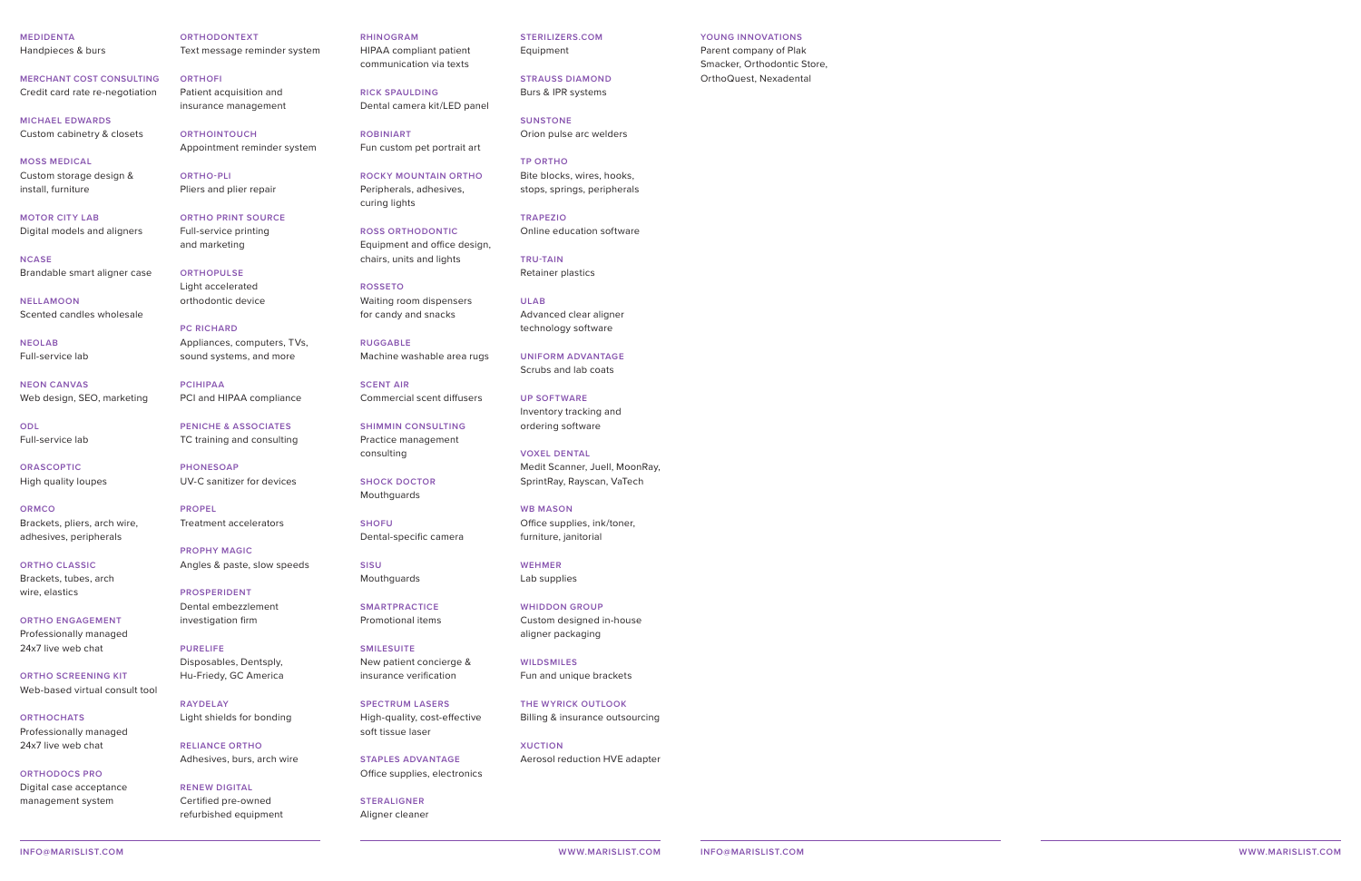**MEDIDENTA**
Handpieces & burs

**MERCHANT COST CONSULTING**
Credit card rate re-negotiation

**MICHAEL EDWARDS**
Custom cabinetry & closets

**MOSS MEDICAL**
Custom storage design & install, furniture

**MOTOR CITY LAB**
Digital models and aligners

**NCASE**
Brandable smart aligner case

**NELLAMOON**
Scented candles wholesale

**NEOLAB**
Full-service lab

**NEON CANVAS**
Web design, SEO, marketing

**ODL**
Full-service lab

**ORASCOPTIC**
High quality loupes

**ORMCO**
Brackets, pliers, arch wire, adhesives, peripherals

**ORTHO CLASSIC**
Brackets, tubes, arch wire, elastics

**ORTHO ENGAGEMENT**
Professionally managed 24x7 live web chat

**ORTHO SCREENING KIT**
Web-based virtual consult tool

**ORTHOCHATS**
Professionally managed 24x7 live web chat

**ORTHODOCS PRO**
Digital case acceptance management system

**ORTHODONTEXT**
Text message reminder system

**ORTHOFI**
Patient acquisition and insurance management

**ORTHOINTOUCH**
Appointment reminder system

**ORTHO-PLI**
Pliers and plier repair

**ORTHO PRINT SOURCE**
Full-service printing and marketing

**ORTHOPULSE**
Light accelerated orthodontic device

**PC RICHARD**
Appliances, computers, TVs, sound systems, and more

**PCIHIPAA**
PCI and HIPAA compliance

**PENICHE & ASSOCIATES**
TC training and consulting

**PHONESOAP**
UV-C sanitizer for devices

**PROPEL**
Treatment accelerators

**PROPHY MAGIC**
Angles & paste, slow speeds

**PROSPERIDENT**
Dental embezzlement investigation firm

**PURELIFE**
Disposables, Dentsply, Hu-Friedy, GC America

**RAYDELAY**
Light shields for bonding

**RELIANCE ORTHO**
Adhesives, burs, arch wire

**RENEW DIGITAL**
Certified pre-owned refurbished equipment

**RHINOGRAM**
HIPAA compliant patient communication via texts

**RICK SPAULDING**
Dental camera kit/LED panel

**ROBINIART**
Fun custom pet portrait art

**ROCKY MOUNTAIN ORTHO**
Peripherals, adhesives, curing lights

**ROSS ORTHODONTIC**
Equipment and office design, chairs, units and lights

**ROSSETO**
Waiting room dispensers for candy and snacks

**RUGGABLE**
Machine washable area rugs

**SCENT AIR**
Commercial scent diffusers

**SHIMMIN CONSULTING**
Practice management consulting

**SHOCK DOCTOR**
Mouthguards

**SHOFU**
Dental-specific camera

**SISU**
Mouthguards

**SMARTPRACTICE**
Promotional items

**SMILESUITE**
New patient concierge & insurance verification

**SPECTRUM LASERS**
High-quality, cost-effective soft tissue laser

**STAPLES ADVANTAGE**
Office supplies, electronics

**STERALIGNER**
Aligner cleaner

**STERILIZERS.COM**
Equipment

**STRAUSS DIAMOND**
Burs & IPR systems

**SUNSTONE**
Orion pulse arc welders

**TP ORTHO**
Bite blocks, wires, hooks, stops, springs, peripherals

**TRAPEZIO**
Online education software

**TRU-TAIN**
Retainer plastics

**ULAB**
Advanced clear aligner technology software

**UNIFORM ADVANTAGE**
Scrubs and lab coats

**UP SOFTWARE**
Inventory tracking and ordering software

**VOXEL DENTAL**
Medit Scanner, Juell, MoonRay, SprintRay, Rayscan, VaTech

**WB MASON**
Office supplies, ink/toner, furniture, janitorial

**WEHMER**
Lab supplies

**WHIDDON GROUP**
Custom designed in-house aligner packaging

**WILDSMILES**
Fun and unique brackets

**THE WYRICK OUTLOOK**
Billing & insurance outsourcing

**XUCTION**
Aerosol reduction HVE adapter

**YOUNG INNOVATIONS**
Parent company of Plak Smacker, Orthodontic Store, OrthoQuest, Nexadental

INFO@MARISLIST.COM

WWW.MARISLIST.COM